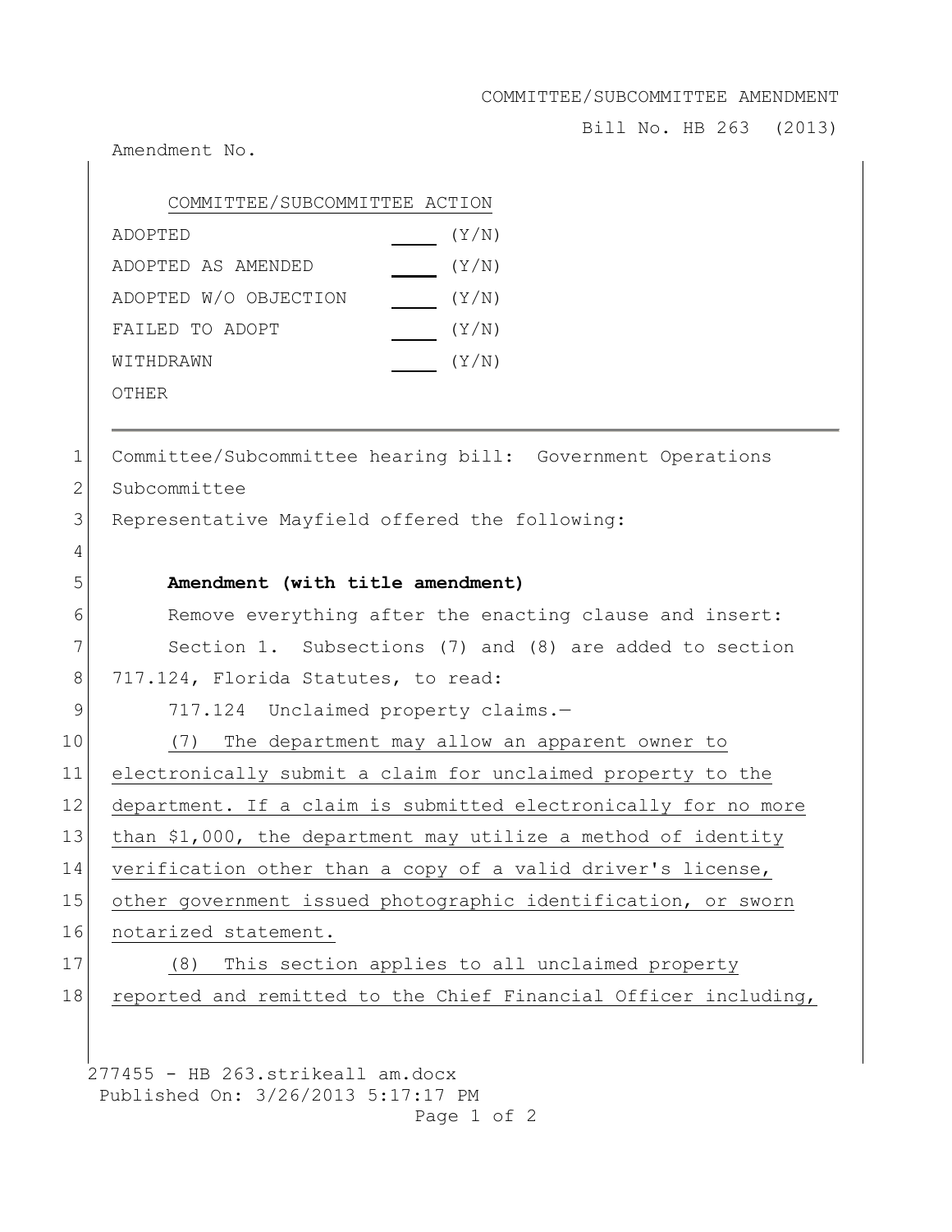COMMITTEE/SUBCOMMITTEE AMENDMENT

Bill No. HB 263 (2013)

Amendment No.

COMMITTEE/SUBCOMMITTEE ACTION

| | | |
|---|---|---|
| ADOPTED | ____ | (Y/N) |
| ADOPTED AS AMENDED | ____ | (Y/N) |
| ADOPTED W/O OBJECTION | ____ | (Y/N) |
| FAILED TO ADOPT | ____ | (Y/N) |
| WITHDRAWN | ____ | (Y/N) |
| OTHER | | |

---

1 Committee/Subcommittee hearing bill: Government Operations
2 Subcommittee
3 Representative Mayfield offered the following:
4
5 **Amendment (with title amendment)**
6 Remove everything after the enacting clause and insert:
7 Section 1. Subsections (7) and (8) are added to section
8 717.124, Florida Statutes, to read:
9 717.124 Unclaimed property claims.—
10 (7) The department may allow an apparent owner to
11 electronically submit a claim for unclaimed property to the
12 department. If a claim is submitted electronically for no more
13 than $1,000, the department may utilize a method of identity
14 verification other than a copy of a valid driver's license,
15 other government issued photographic identification, or sworn
16 notarized statement.
17 (8) This section applies to all unclaimed property
18 reported and remitted to the Chief Financial Officer including,

277455 - HB 263.strikeall am.docx
Published On: 3/26/2013 5:17:17 PM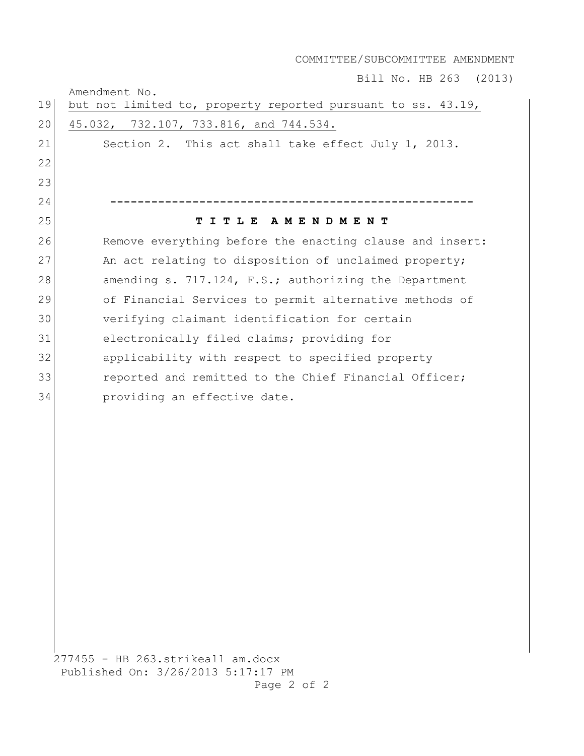but not limited to, property reported pursuant to ss. 43.19, 45.032, 732.107, 733.816, and 744.534.

Section 2. This act shall take effect July 1, 2013.

-----------------------------------------------------

**T I T L E A M E N D M E N T**

Remove everything before the enacting clause and insert:

An act relating to disposition of unclaimed property; amending s. 717.124, F.S.; authorizing the Department of Financial Services to permit alternative methods of verifying claimant identification for certain electronically filed claims; providing for applicability with respect to specified property reported and remitted to the Chief Financial Officer; providing an effective date.